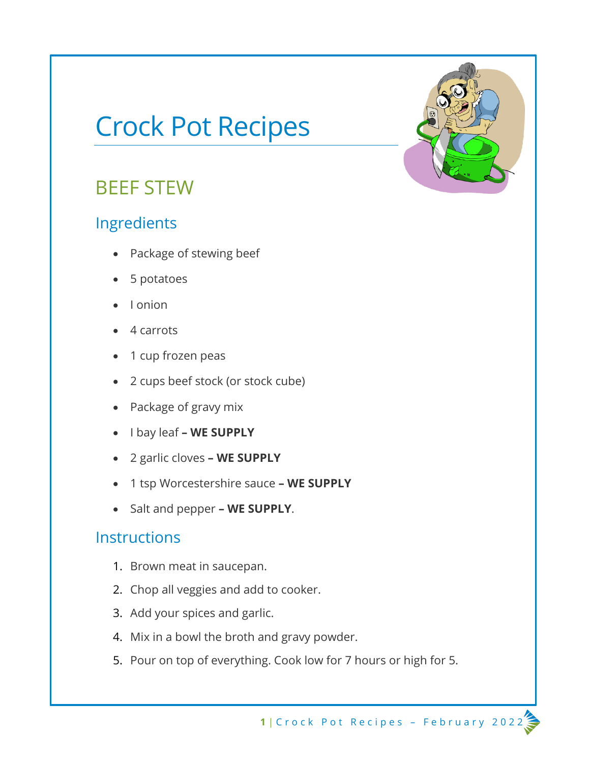# Crock Pot Recipes

## BEEF STEW

### Ingredients

- Package of stewing beef
- 5 potatoes
- I onion
- 4 carrots
- 1 cup frozen peas
- 2 cups beef stock (or stock cube)
- Package of gravy mix
- I bay leaf **– WE SUPPLY**
- 2 garlic cloves **– WE SUPPLY**
- 1 tsp Worcestershire sauce **– WE SUPPLY**
- Salt and pepper **– WE SUPPLY**.

### Instructions

1. Brown meat in saucepan.
2. Chop all veggies and add to cooker.
3. Add your spices and garlic.
4. Mix in a bowl the broth and gravy powder.
5. Pour on top of everything. Cook low for 7 hours or high for 5.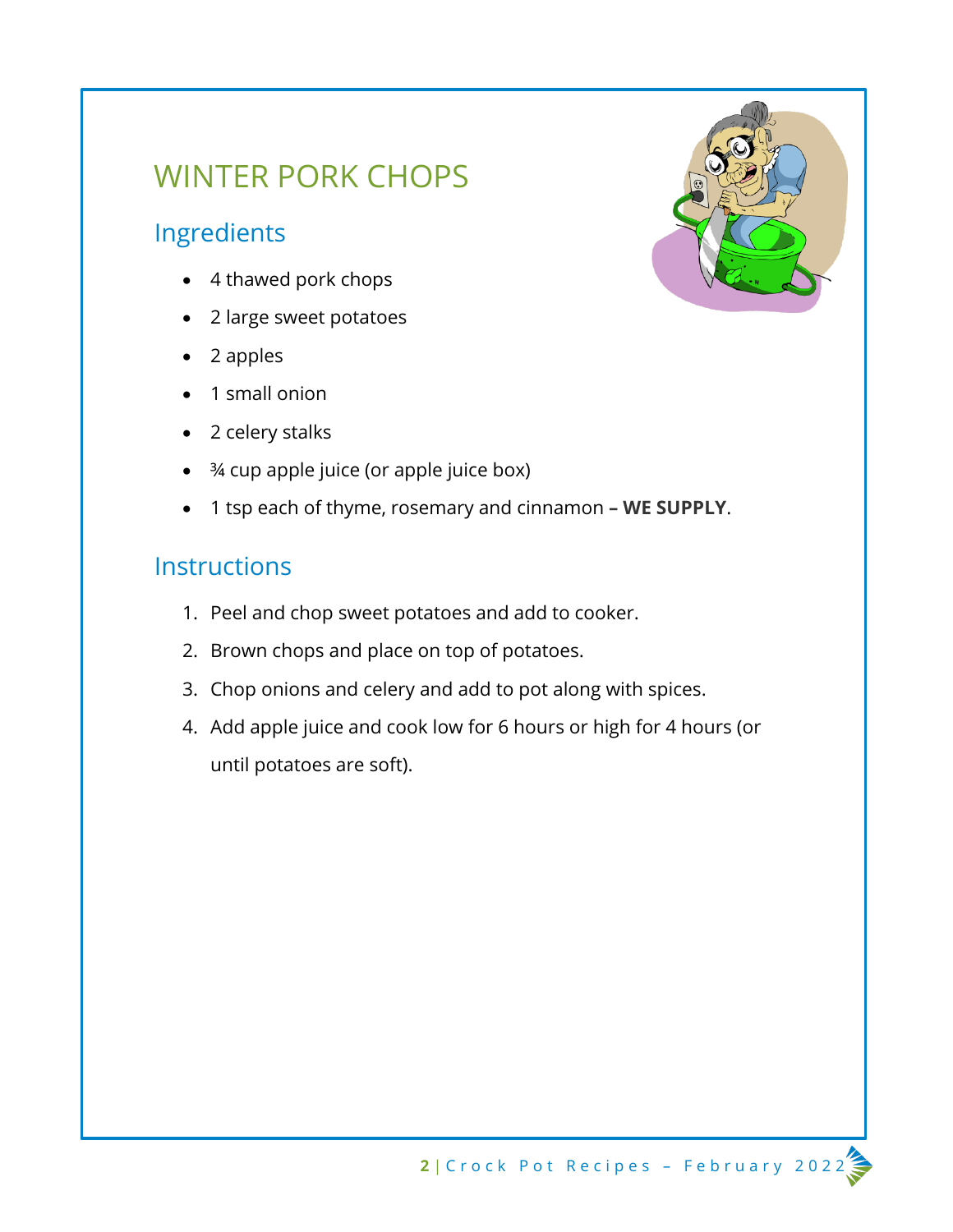# WINTER PORK CHOPS

## Ingredients

- 4 thawed pork chops
- 2 large sweet potatoes
- 2 apples
- 1 small onion
- 2 celery stalks
- ¾ cup apple juice (or apple juice box)
- 1 tsp each of thyme, rosemary and cinnamon **– WE SUPPLY**.

## Instructions

1. Peel and chop sweet potatoes and add to cooker.
2. Brown chops and place on top of potatoes.
3. Chop onions and celery and add to pot along with spices.
4. Add apple juice and cook low for 6 hours or high for 4 hours (or until potatoes are soft).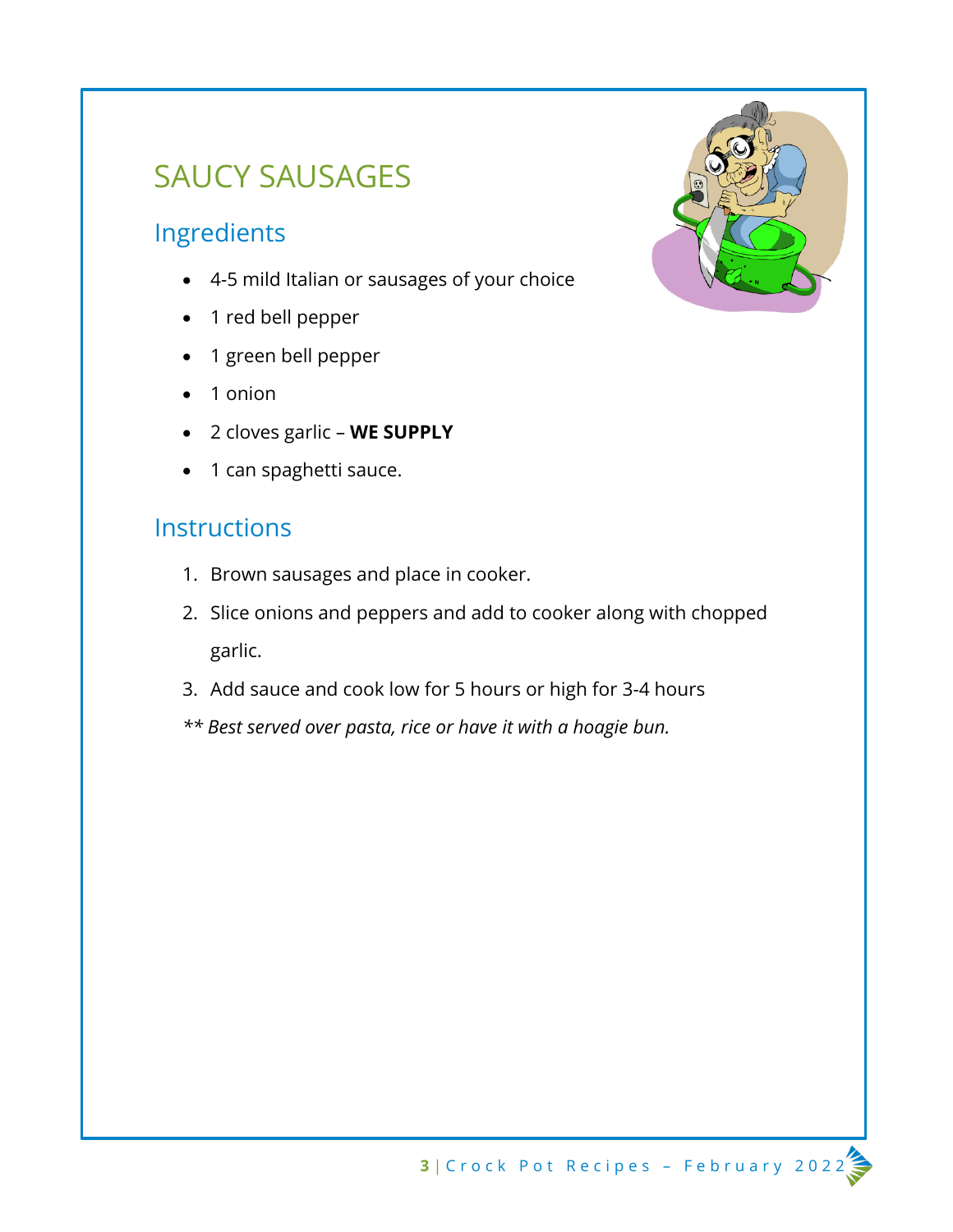# SAUCY SAUSAGES

## Ingredients

- 4-5 mild Italian or sausages of your choice
- 1 red bell pepper
- 1 green bell pepper
- 1 onion
- 2 cloves garlic – **WE SUPPLY**
- 1 can spaghetti sauce.

## Instructions

1. Brown sausages and place in cooker.
2. Slice onions and peppers and add to cooker along with chopped garlic.
3. Add sauce and cook low for 5 hours or high for 3-4 hours

*** Best served over pasta, rice or have it with a hoagie bun.*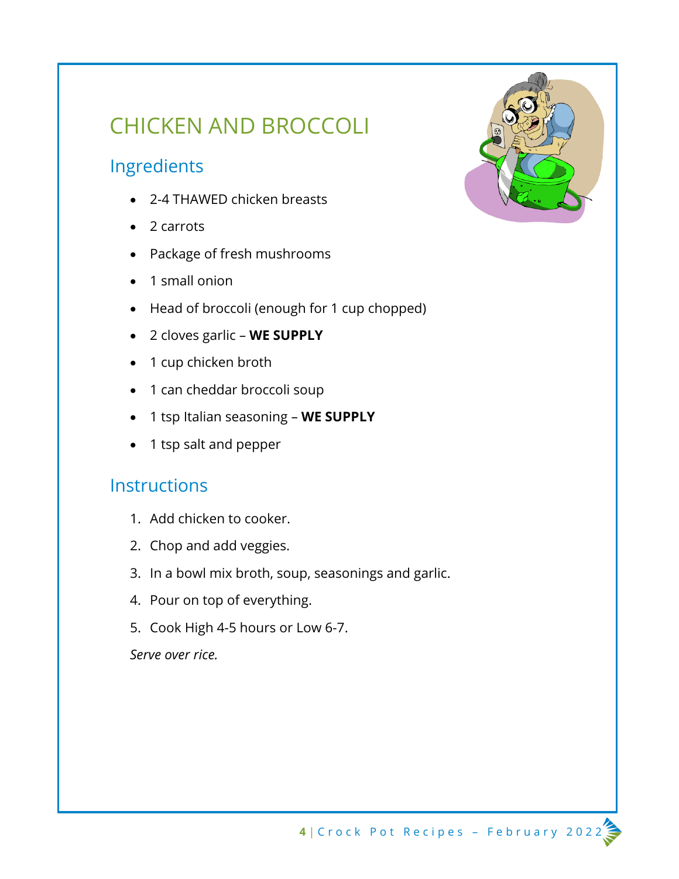# CHICKEN AND BROCCOLI

## Ingredients

- 2-4 THAWED chicken breasts
- 2 carrots
- Package of fresh mushrooms
- 1 small onion
- Head of broccoli (enough for 1 cup chopped)
- 2 cloves garlic – **WE SUPPLY**
- 1 cup chicken broth
- 1 can cheddar broccoli soup
- 1 tsp Italian seasoning – **WE SUPPLY**
- 1 tsp salt and pepper

## Instructions

1. Add chicken to cooker.
2. Chop and add veggies.
3. In a bowl mix broth, soup, seasonings and garlic.
4. Pour on top of everything.
5. Cook High 4-5 hours or Low 6-7.

*Serve over rice.*